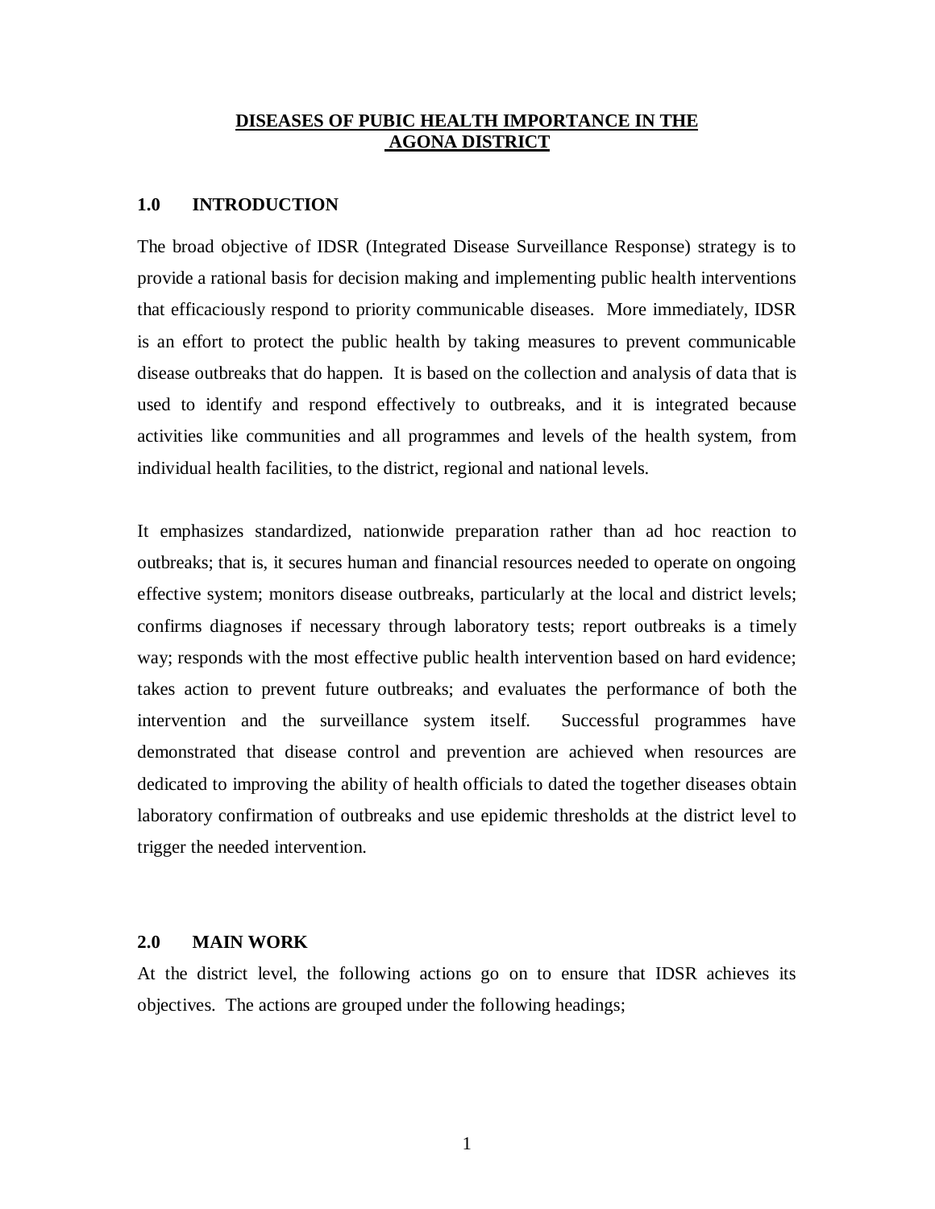# DISEASES OF PUBIC HEALTH IMPORTANCE IN THE AGONA DISTRICT

## 1.0 INTRODUCTION

The broad objective of IDSR (Integrated Disease Surveillance Response) strategy is to provide a rational basis for decision making and implementing public health interventions that efficaciously respond to priority communicable diseases. More immediately, IDSR is an effort to protect the public health by taking measures to prevent communicable disease outbreaks that do happen. It is based on the collection and analysis of data that is used to identify and respond effectively to outbreaks, and it is integrated because activities like communities and all programmes and levels of the health system, from individual health facilities, to the district, regional and national levels.

It emphasizes standardized, nationwide preparation rather than ad hoc reaction to outbreaks; that is, it secures human and financial resources needed to operate on ongoing effective system; monitors disease outbreaks, particularly at the local and district levels; confirms diagnoses if necessary through laboratory tests; report outbreaks is a timely way; responds with the most effective public health intervention based on hard evidence; takes action to prevent future outbreaks; and evaluates the performance of both the intervention and the surveillance system itself. Successful programmes have demonstrated that disease control and prevention are achieved when resources are dedicated to improving the ability of health officials to dated the together diseases obtain laboratory confirmation of outbreaks and use epidemic thresholds at the district level to trigger the needed intervention.

## 2.0 MAIN WORK

At the district level, the following actions go on to ensure that IDSR achieves its objectives. The actions are grouped under the following headings;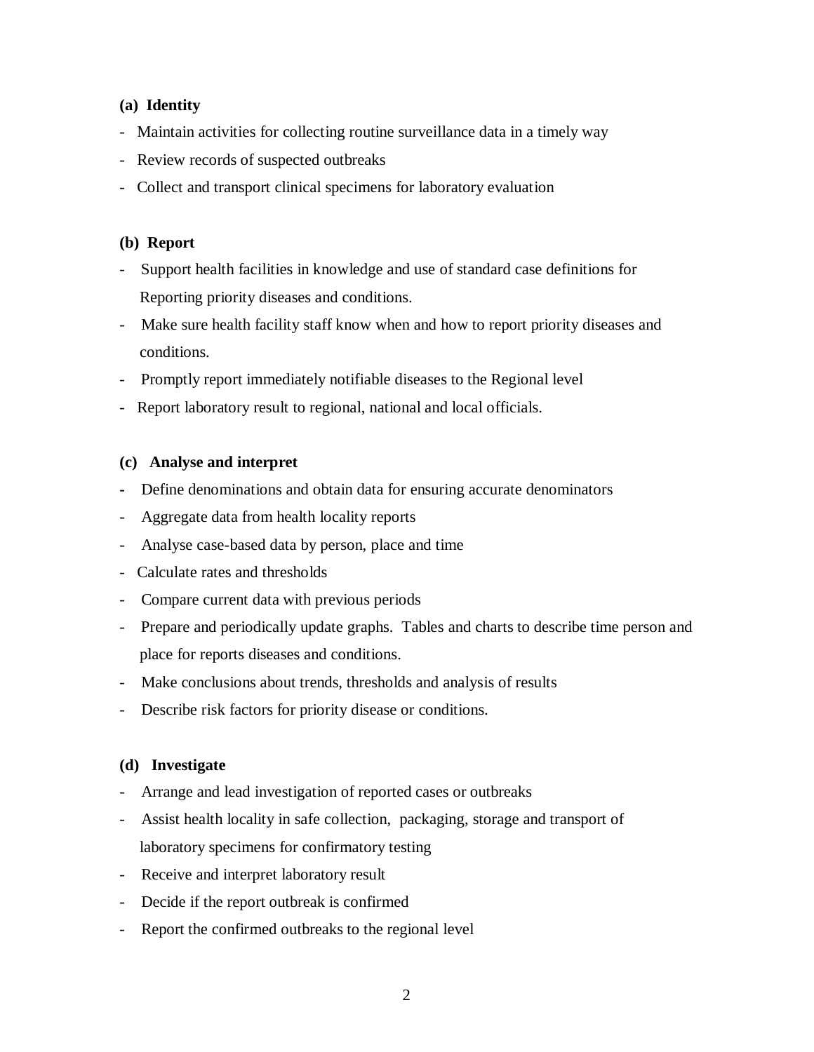**(a) Identity**

- Maintain activities for collecting routine surveillance data in a timely way
- Review records of suspected outbreaks
- Collect and transport clinical specimens for laboratory evaluation

**(b) Report**

- Support health facilities in knowledge and use of standard case definitions for Reporting priority diseases and conditions.
- Make sure health facility staff know when and how to report priority diseases and conditions.
- Promptly report immediately notifiable diseases to the Regional level
- Report laboratory result to regional, national and local officials.

**(c) Analyse and interpret**

- Define denominations and obtain data for ensuring accurate denominators
- Aggregate data from health locality reports
- Analyse case-based data by person, place and time
- Calculate rates and thresholds
- Compare current data with previous periods
- Prepare and periodically update graphs. Tables and charts to describe time person and place for reports diseases and conditions.
- Make conclusions about trends, thresholds and analysis of results
- Describe risk factors for priority disease or conditions.

**(d) Investigate**

- Arrange and lead investigation of reported cases or outbreaks
- Assist health locality in safe collection, packaging, storage and transport of laboratory specimens for confirmatory testing
- Receive and interpret laboratory result
- Decide if the report outbreak is confirmed
- Report the confirmed outbreaks to the regional level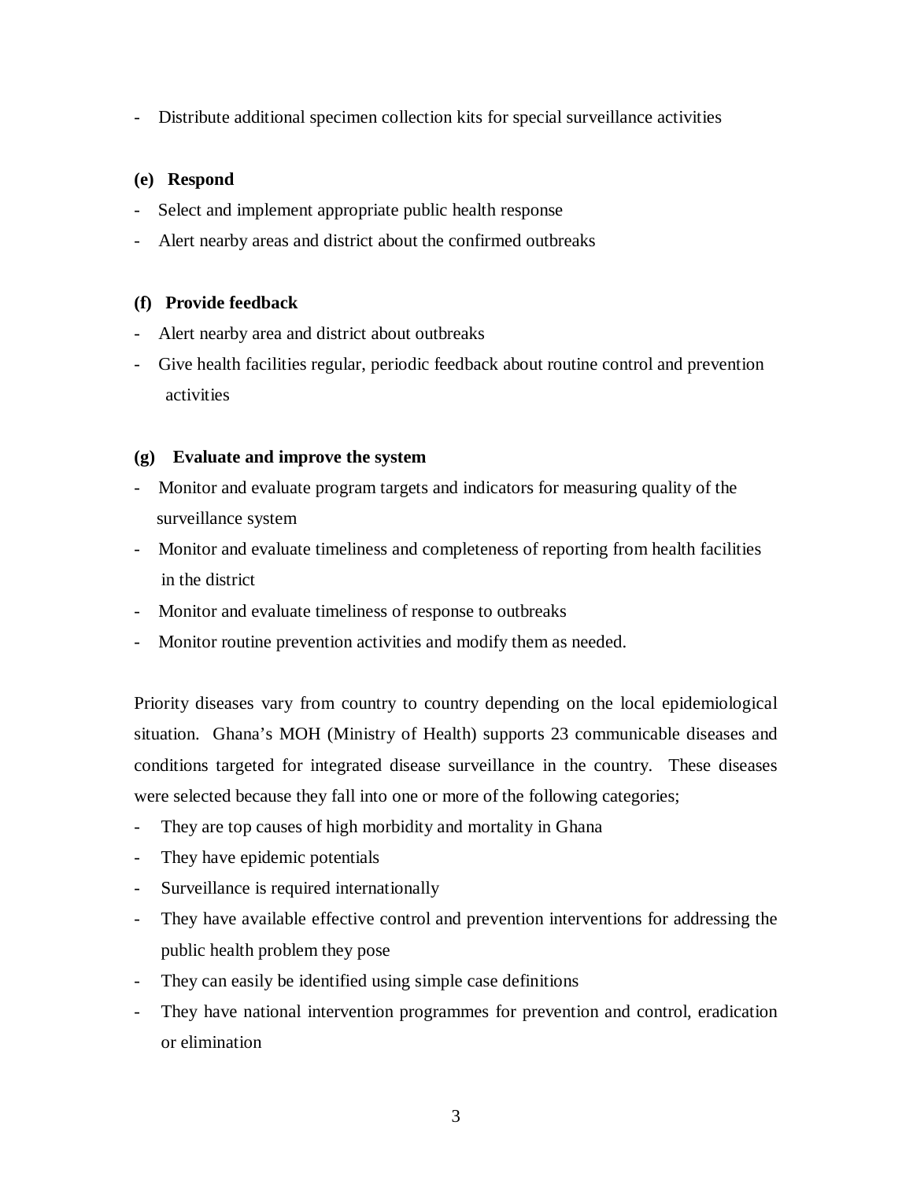- Distribute additional specimen collection kits for special surveillance activities

**(e) Respond**

- Select and implement appropriate public health response
- Alert nearby areas and district about the confirmed outbreaks

**(f) Provide feedback**

- Alert nearby area and district about outbreaks
- Give health facilities regular, periodic feedback about routine control and prevention activities

**(g) Evaluate and improve the system**

- Monitor and evaluate program targets and indicators for measuring quality of the surveillance system
- Monitor and evaluate timeliness and completeness of reporting from health facilities in the district
- Monitor and evaluate timeliness of response to outbreaks
- Monitor routine prevention activities and modify them as needed.

Priority diseases vary from country to country depending on the local epidemiological situation. Ghana's MOH (Ministry of Health) supports 23 communicable diseases and conditions targeted for integrated disease surveillance in the country. These diseases were selected because they fall into one or more of the following categories;

- They are top causes of high morbidity and mortality in Ghana
- They have epidemic potentials
- Surveillance is required internationally
- They have available effective control and prevention interventions for addressing the public health problem they pose
- They can easily be identified using simple case definitions
- They have national intervention programmes for prevention and control, eradication or elimination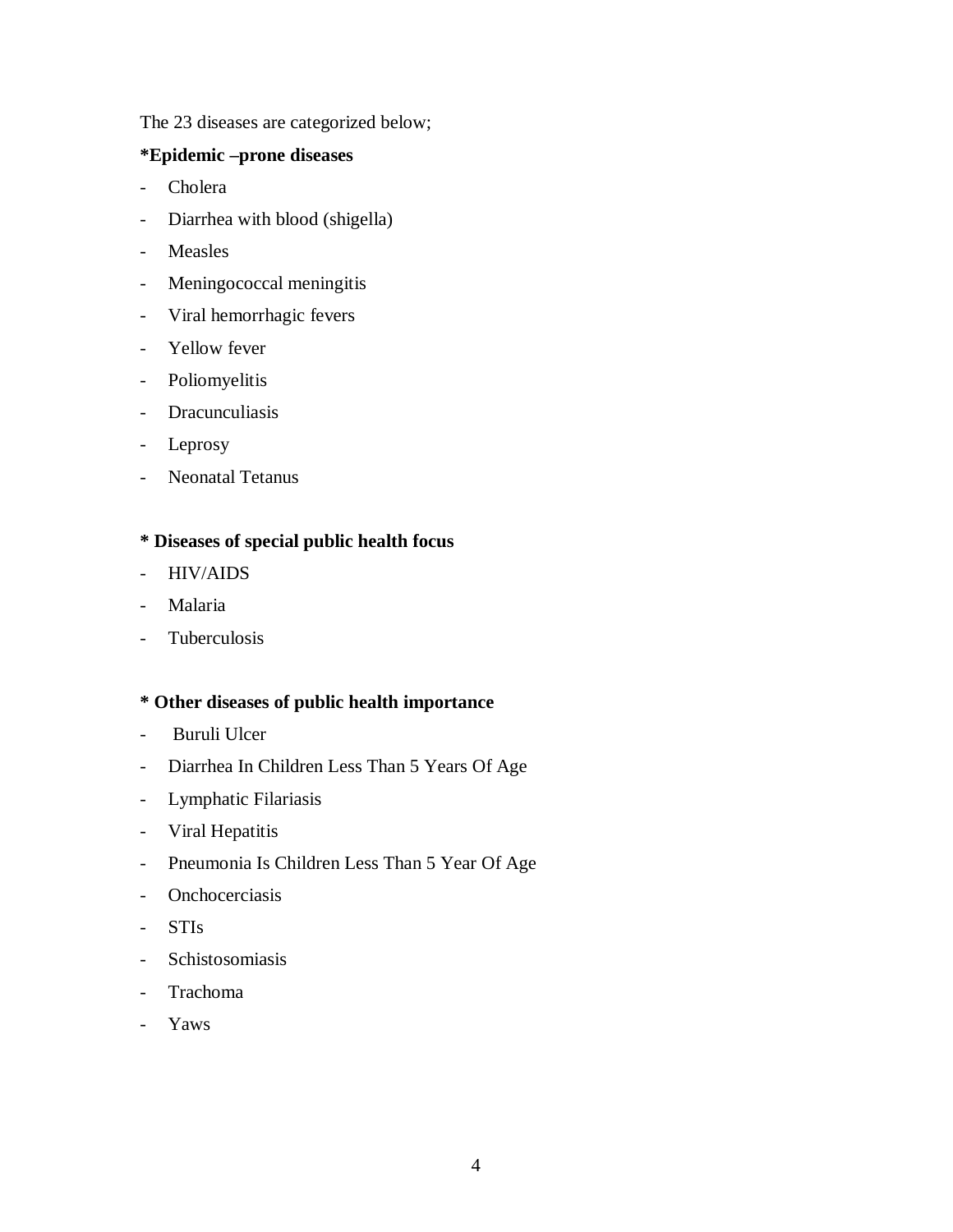The 23 diseases are categorized below;

**\*Epidemic –prone diseases**

- Cholera
- Diarrhea with blood (shigella)
- Measles
- Meningococcal meningitis
- Viral hemorrhagic fevers
- Yellow fever
- Poliomyelitis
- Dracunculiasis
- Leprosy
- Neonatal Tetanus

**\* Diseases of special public health focus**

- HIV/AIDS
- Malaria
- Tuberculosis

**\* Other diseases of public health importance**

- Buruli Ulcer
- Diarrhea In Children Less Than 5 Years Of Age
- Lymphatic Filariasis
- Viral Hepatitis
- Pneumonia Is Children Less Than 5 Year Of Age
- Onchocerciasis
- STIs
- Schistosomiasis
- Trachoma
- Yaws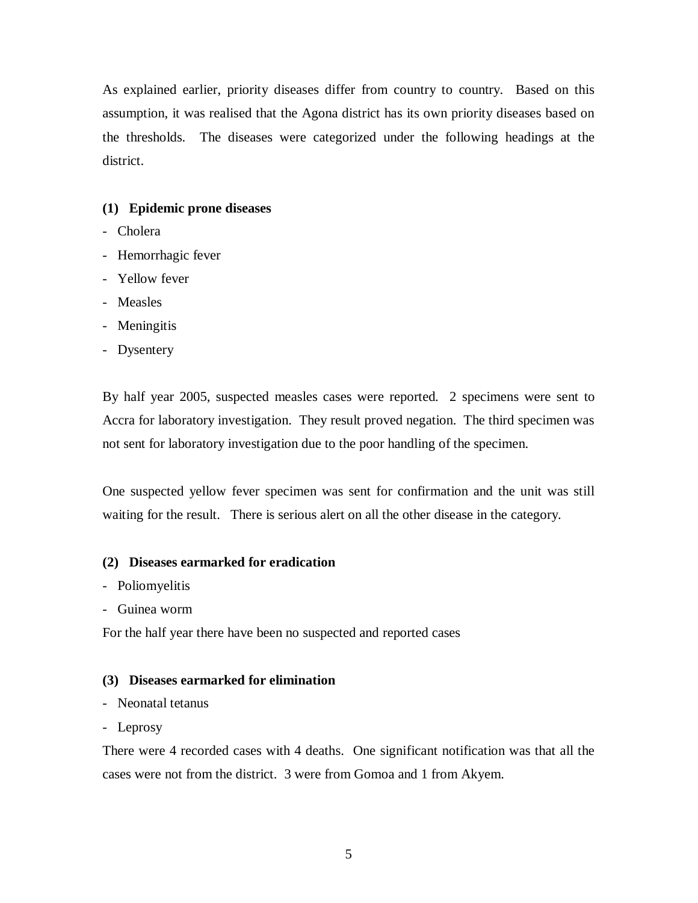As explained earlier, priority diseases differ from country to country. Based on this assumption, it was realised that the Agona district has its own priority diseases based on the thresholds. The diseases were categorized under the following headings at the district.

**(1) Epidemic prone diseases**

- Cholera
- Hemorrhagic fever
- Yellow fever
- Measles
- Meningitis
- Dysentery

By half year 2005, suspected measles cases were reported. 2 specimens were sent to Accra for laboratory investigation. They result proved negation. The third specimen was not sent for laboratory investigation due to the poor handling of the specimen.

One suspected yellow fever specimen was sent for confirmation and the unit was still waiting for the result. There is serious alert on all the other disease in the category.

**(2) Diseases earmarked for eradication**

- Poliomyelitis
- Guinea worm

For the half year there have been no suspected and reported cases

**(3) Diseases earmarked for elimination**

- Neonatal tetanus
- Leprosy

There were 4 recorded cases with 4 deaths. One significant notification was that all the cases were not from the district. 3 were from Gomoa and 1 from Akyem.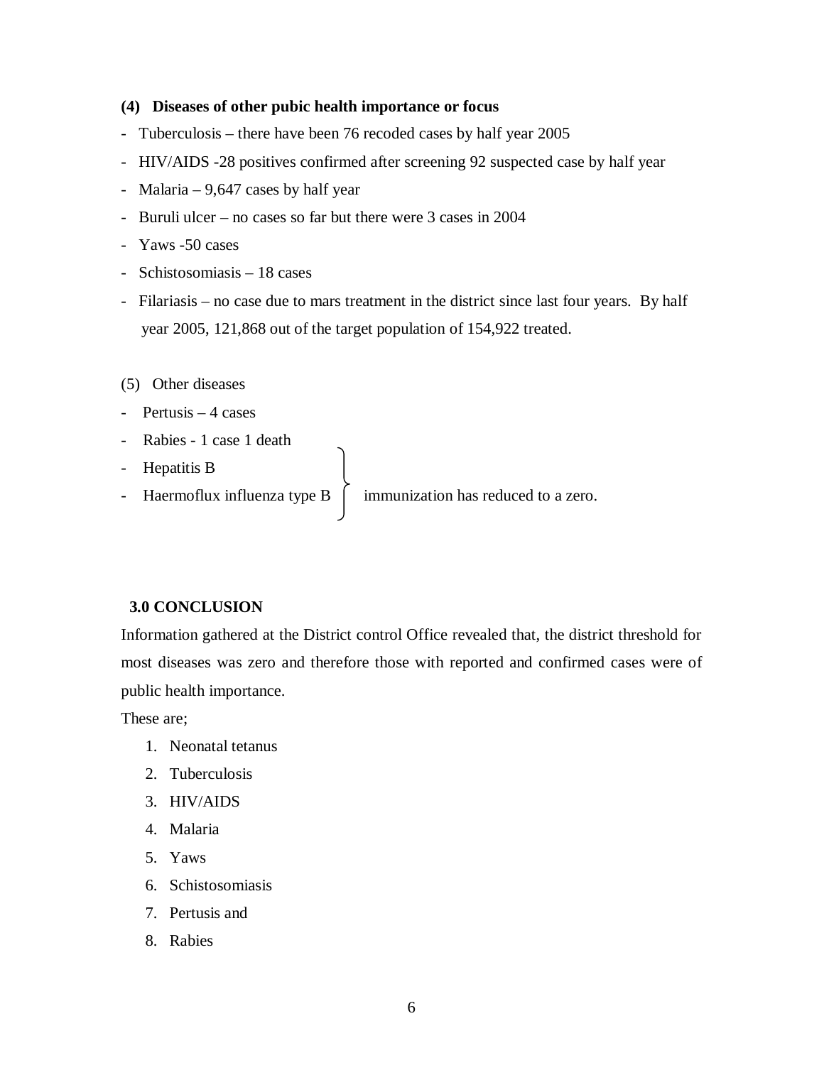**(4) Diseases of other pubic health importance or focus**

- Tuberculosis – there have been 76 recoded cases by half year 2005
- HIV/AIDS -28 positives confirmed after screening 92 suspected case by half year
- Malaria – 9,647 cases by half year
- Buruli ulcer – no cases so far but there were 3 cases in 2004
- Yaws -50 cases
- Schistosomiasis – 18 cases
- Filariasis – no case due to mars treatment in the district since last four years. By half year 2005, 121,868 out of the target population of 154,922 treated.

(5) Other diseases

- Pertusis – 4 cases
- Rabies - 1 case 1 death
- Hepatitis B
- Haermoflux influenza type B } immunization has reduced to a zero.

**3.0 CONCLUSION**

Information gathered at the District control Office revealed that, the district threshold for most diseases was zero and therefore those with reported and confirmed cases were of public health importance.

These are;

1. Neonatal tetanus
2. Tuberculosis
3. HIV/AIDS
4. Malaria
5. Yaws
6. Schistosomiasis
7. Pertusis and
8. Rabies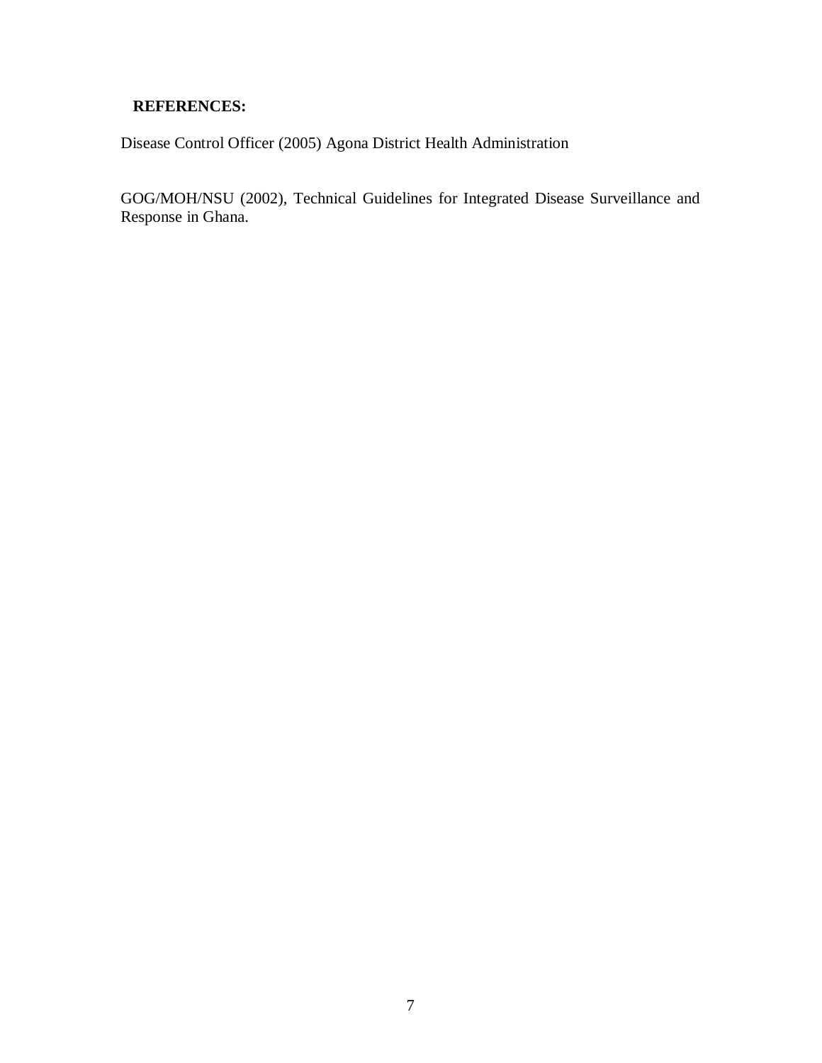**REFERENCES:**

Disease Control Officer (2005) Agona District Health Administration

GOG/MOH/NSU (2002), Technical Guidelines for Integrated Disease Surveillance and Response in Ghana.